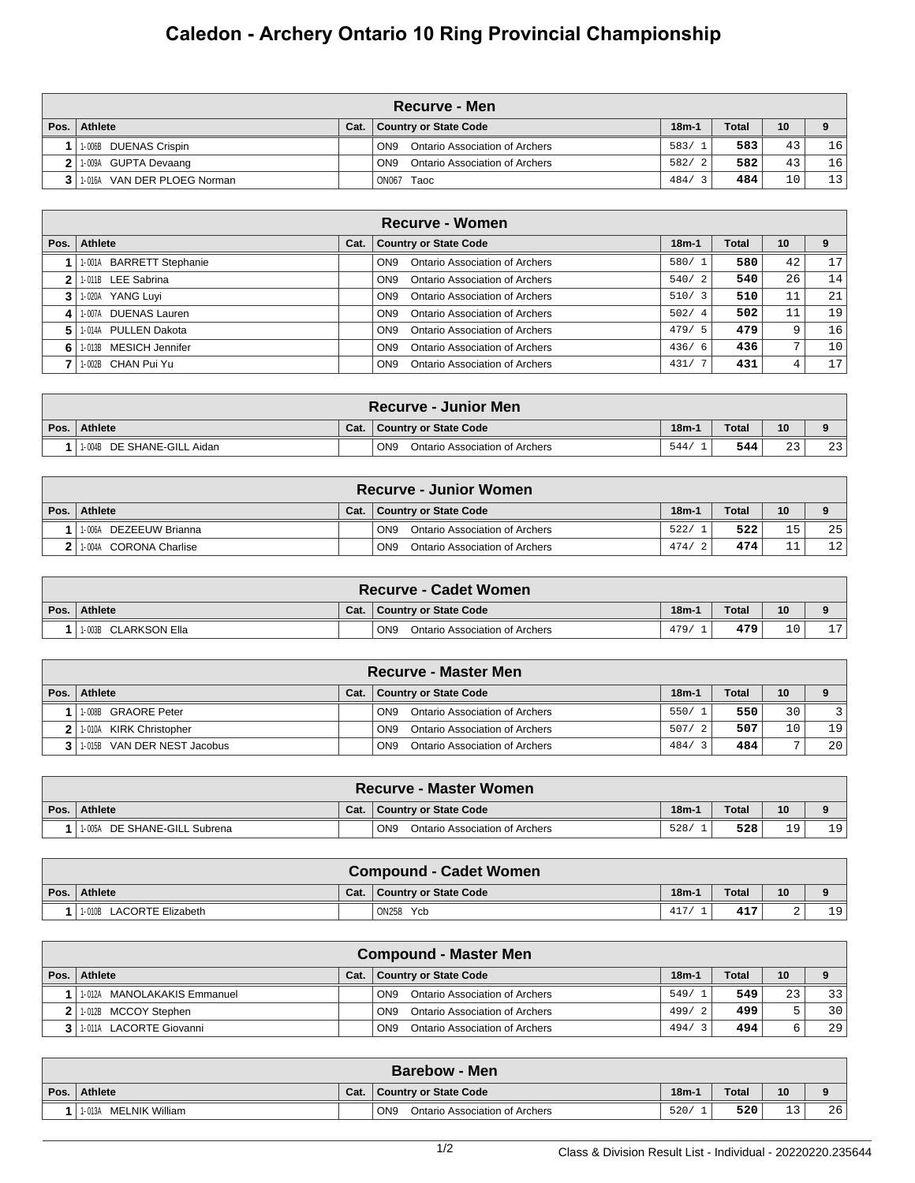# Caledon - Archery Ontario 10 Ring Provincial Championship

| Recurve - Men | | | | | | | |
|---|---|---|---|---|---|---|---|
| Pos. | Athlete | Cat. | Country or State Code | 18m-1 | Total | 10 | 9 |
| 1 | 1-006B DUENAS Crispin | | ON9 Ontario Association of Archers | 583/ 1 | 583 | 43 | 16 |
| 2 | 1-009A GUPTA Devaang | | ON9 Ontario Association of Archers | 582/ 2 | 582 | 43 | 16 |
| 3 | 1-016A VAN DER PLOEG Norman | | ON067 Taoc | 484/ 3 | 484 | 10 | 13 |

| Recurve - Women | | | | | | | |
|---|---|---|---|---|---|---|---|
| Pos. | Athlete | Cat. | Country or State Code | 18m-1 | Total | 10 | 9 |
| 1 | 1-001A BARRETT Stephanie | | ON9 Ontario Association of Archers | 580/ 1 | 580 | 42 | 17 |
| 2 | 1-011B LEE Sabrina | | ON9 Ontario Association of Archers | 540/ 2 | 540 | 26 | 14 |
| 3 | 1-020A YANG Luyi | | ON9 Ontario Association of Archers | 510/ 3 | 510 | 11 | 21 |
| 4 | 1-007A DUENAS Lauren | | ON9 Ontario Association of Archers | 502/ 4 | 502 | 11 | 19 |
| 5 | 1-014A PULLEN Dakota | | ON9 Ontario Association of Archers | 479/ 5 | 479 | 9 | 16 |
| 6 | 1-013B MESICH Jennifer | | ON9 Ontario Association of Archers | 436/ 6 | 436 | 7 | 10 |
| 7 | 1-002B CHAN Pui Yu | | ON9 Ontario Association of Archers | 431/ 7 | 431 | 4 | 17 |

| Recurve - Junior Men | | | | | | | |
|---|---|---|---|---|---|---|---|
| Pos. | Athlete | Cat. | Country or State Code | 18m-1 | Total | 10 | 9 |
| 1 | 1-004B DE SHANE-GILL Aidan | | ON9 Ontario Association of Archers | 544/ 1 | 544 | 23 | 23 |

| Recurve - Junior Women | | | | | | | |
|---|---|---|---|---|---|---|---|
| Pos. | Athlete | Cat. | Country or State Code | 18m-1 | Total | 10 | 9 |
| 1 | 1-006A DEZEEUW Brianna | | ON9 Ontario Association of Archers | 522/ 1 | 522 | 15 | 25 |
| 2 | 1-004A CORONA Charlise | | ON9 Ontario Association of Archers | 474/ 2 | 474 | 11 | 12 |

| Recurve - Cadet Women | | | | | | | |
|---|---|---|---|---|---|---|---|
| Pos. | Athlete | Cat. | Country or State Code | 18m-1 | Total | 10 | 9 |
| 1 | 1-003B CLARKSON Ella | | ON9 Ontario Association of Archers | 479/ 1 | 479 | 10 | 17 |

| Recurve - Master Men | | | | | | | |
|---|---|---|---|---|---|---|---|
| Pos. | Athlete | Cat. | Country or State Code | 18m-1 | Total | 10 | 9 |
| 1 | 1-008B GRAORE Peter | | ON9 Ontario Association of Archers | 550/ 1 | 550 | 30 | 3 |
| 2 | 1-010A KIRK Christopher | | ON9 Ontario Association of Archers | 507/ 2 | 507 | 10 | 19 |
| 3 | 1-015B VAN DER NEST Jacobus | | ON9 Ontario Association of Archers | 484/ 3 | 484 | 7 | 20 |

| Recurve - Master Women | | | | | | | |
|---|---|---|---|---|---|---|---|
| Pos. | Athlete | Cat. | Country or State Code | 18m-1 | Total | 10 | 9 |
| 1 | 1-005A DE SHANE-GILL Subrena | | ON9 Ontario Association of Archers | 528/ 1 | 528 | 19 | 19 |

| Compound - Cadet Women | | | | | | | |
|---|---|---|---|---|---|---|---|
| Pos. | Athlete | Cat. | Country or State Code | 18m-1 | Total | 10 | 9 |
| 1 | 1-010B LACORTE Elizabeth | | ON258 Ycb | 417/ 1 | 417 | 2 | 19 |

| Compound - Master Men | | | | | | | |
|---|---|---|---|---|---|---|---|
| Pos. | Athlete | Cat. | Country or State Code | 18m-1 | Total | 10 | 9 |
| 1 | 1-012A MANOLAKAKIS Emmanuel | | ON9 Ontario Association of Archers | 549/ 1 | 549 | 23 | 33 |
| 2 | 1-012B MCCOY Stephen | | ON9 Ontario Association of Archers | 499/ 2 | 499 | 5 | 30 |
| 3 | 1-011A LACORTE Giovanni | | ON9 Ontario Association of Archers | 494/ 3 | 494 | 6 | 29 |

| Barebow - Men | | | | | | | |
|---|---|---|---|---|---|---|---|
| Pos. | Athlete | Cat. | Country or State Code | 18m-1 | Total | 10 | 9 |
| 1 | 1-013A MELNIK William | | ON9 Ontario Association of Archers | 520/ 1 | 520 | 13 | 26 |

Class & Division Result List - Individual - 20220220.235644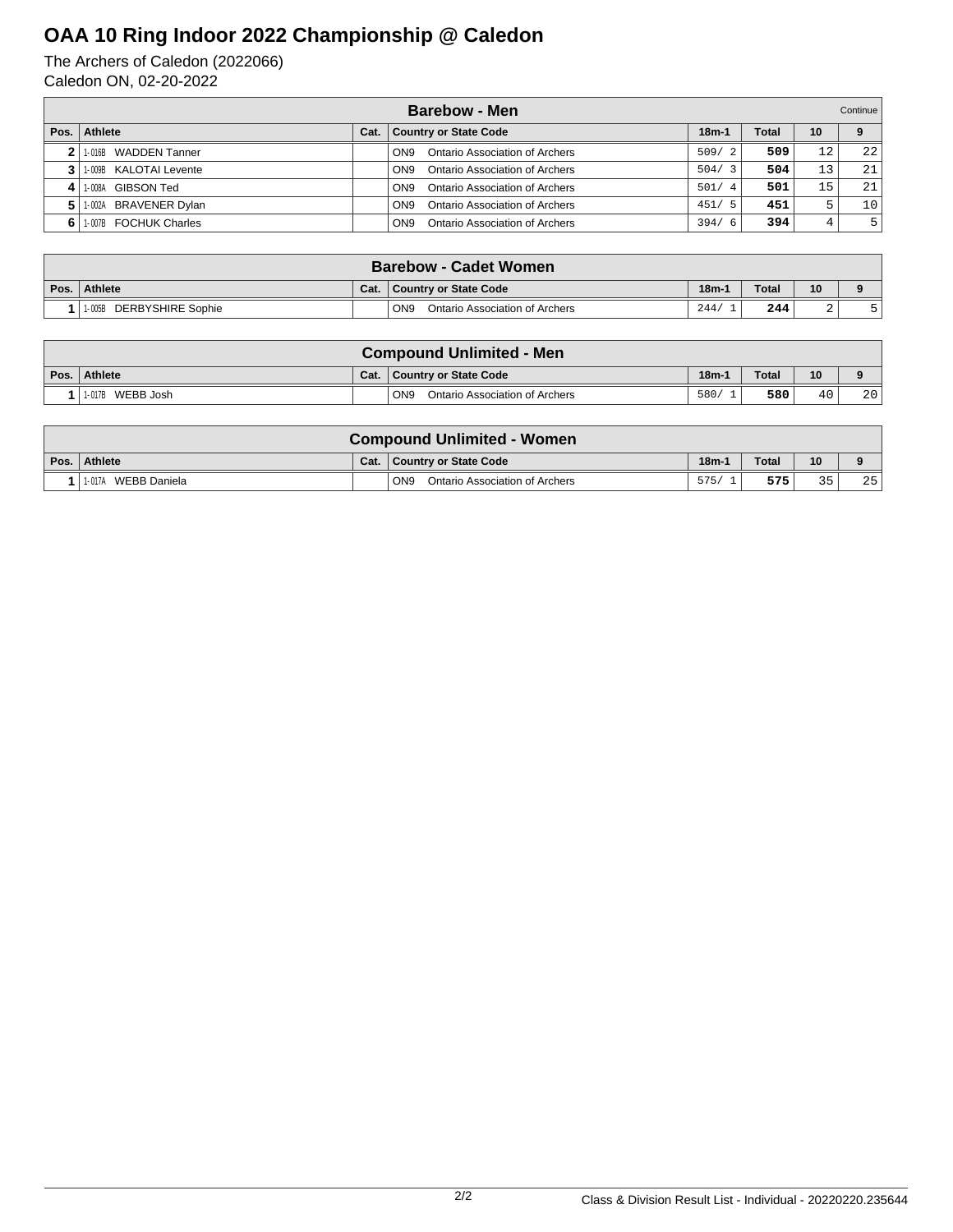# OAA 10 Ring Indoor 2022 Championship @ Caledon

The Archers of Caledon (2022066)
Caledon ON, 02-20-2022

## Barebow - Men

Continue

| Pos. | Athlete | Cat. | Country or State Code | 18m-1 | Total | 10 | 9 |
|---|---|---|---|---|---|---|---|
| 2 | 1-016B WADDEN Tanner | | ON9 Ontario Association of Archers | 509/ 2 | 509 | 12 | 22 |
| 3 | 1-009B KALOTAI Levente | | ON9 Ontario Association of Archers | 504/ 3 | 504 | 13 | 21 |
| 4 | 1-008A GIBSON Ted | | ON9 Ontario Association of Archers | 501/ 4 | 501 | 15 | 21 |
| 5 | 1-002A BRAVENER Dylan | | ON9 Ontario Association of Archers | 451/ 5 | 451 | 5 | 10 |
| 6 | 1-007B FOCHUK Charles | | ON9 Ontario Association of Archers | 394/ 6 | 394 | 4 | 5 |

## Barebow - Cadet Women

| Pos. | Athlete | Cat. | Country or State Code | 18m-1 | Total | 10 | 9 |
|---|---|---|---|---|---|---|---|
| 1 | 1-005B DERBYSHIRE Sophie | | ON9 Ontario Association of Archers | 244/ 1 | 244 | 2 | 5 |

## Compound Unlimited - Men

| Pos. | Athlete | Cat. | Country or State Code | 18m-1 | Total | 10 | 9 |
|---|---|---|---|---|---|---|---|
| 1 | 1-017B WEBB Josh | | ON9 Ontario Association of Archers | 580/ 1 | 580 | 40 | 20 |

## Compound Unlimited - Women

| Pos. | Athlete | Cat. | Country or State Code | 18m-1 | Total | 10 | 9 |
|---|---|---|---|---|---|---|---|
| 1 | 1-017A WEBB Daniela | | ON9 Ontario Association of Archers | 575/ 1 | 575 | 35 | 25 |

Class & Division Result List - Individual - 20220220.235644